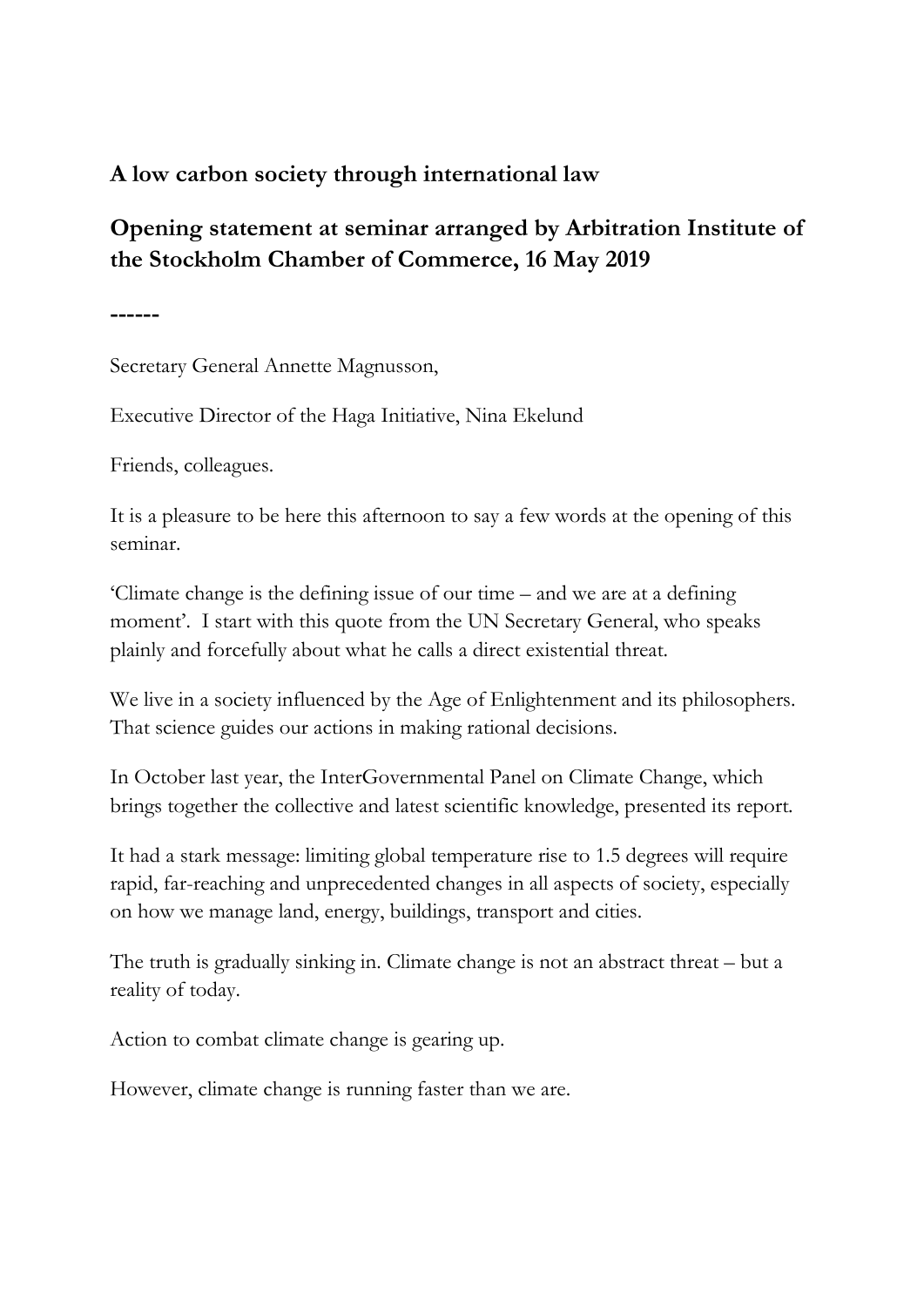# A low carbon society through international law

## Opening statement at seminar arranged by Arbitration Institute of the Stockholm Chamber of Commerce, 16 May 2019

------

Secretary General Annette Magnusson,

Executive Director of the Haga Initiative, Nina Ekelund

Friends, colleagues.

It is a pleasure to be here this afternoon to say a few words at the opening of this seminar.

'Climate change is the defining issue of our time – and we are at a defining moment'. I start with this quote from the UN Secretary General, who speaks plainly and forcefully about what he calls a direct existential threat.

We live in a society influenced by the Age of Enlightenment and its philosophers. That science guides our actions in making rational decisions.

In October last year, the InterGovernmental Panel on Climate Change, which brings together the collective and latest scientific knowledge, presented its report.

It had a stark message: limiting global temperature rise to 1.5 degrees will require rapid, far-reaching and unprecedented changes in all aspects of society, especially on how we manage land, energy, buildings, transport and cities.

The truth is gradually sinking in. Climate change is not an abstract threat – but a reality of today.

Action to combat climate change is gearing up.

However, climate change is running faster than we are.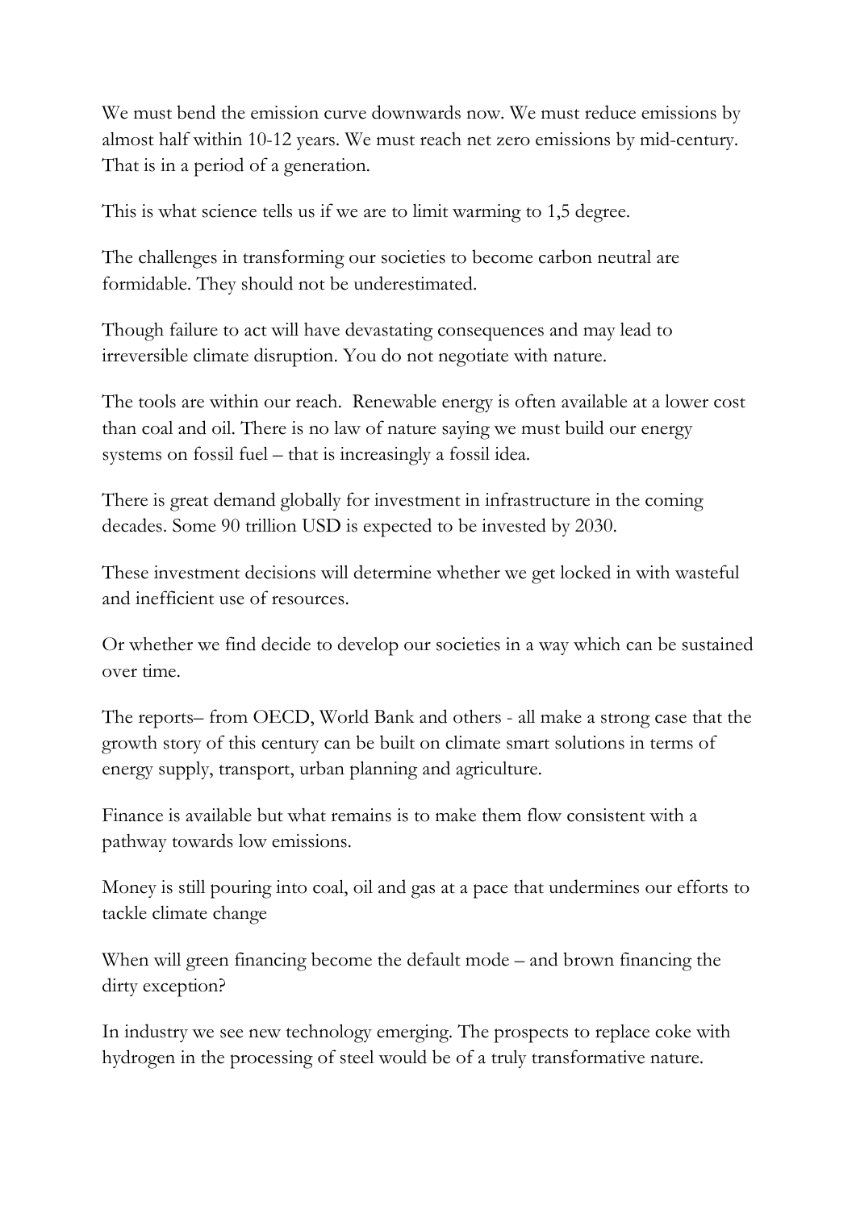We must bend the emission curve downwards now. We must reduce emissions by almost half within 10-12 years. We must reach net zero emissions by mid-century. That is in a period of a generation.

This is what science tells us if we are to limit warming to 1,5 degree.

The challenges in transforming our societies to become carbon neutral are formidable. They should not be underestimated.

Though failure to act will have devastating consequences and may lead to irreversible climate disruption. You do not negotiate with nature.

The tools are within our reach. Renewable energy is often available at a lower cost than coal and oil. There is no law of nature saying we must build our energy systems on fossil fuel – that is increasingly a fossil idea.

There is great demand globally for investment in infrastructure in the coming decades. Some 90 trillion USD is expected to be invested by 2030.

These investment decisions will determine whether we get locked in with wasteful and inefficient use of resources.

Or whether we find decide to develop our societies in a way which can be sustained over time.

The reports– from OECD, World Bank and others - all make a strong case that the growth story of this century can be built on climate smart solutions in terms of energy supply, transport, urban planning and agriculture.

Finance is available but what remains is to make them flow consistent with a pathway towards low emissions.

Money is still pouring into coal, oil and gas at a pace that undermines our efforts to tackle climate change

When will green financing become the default mode – and brown financing the dirty exception?

In industry we see new technology emerging. The prospects to replace coke with hydrogen in the processing of steel would be of a truly transformative nature.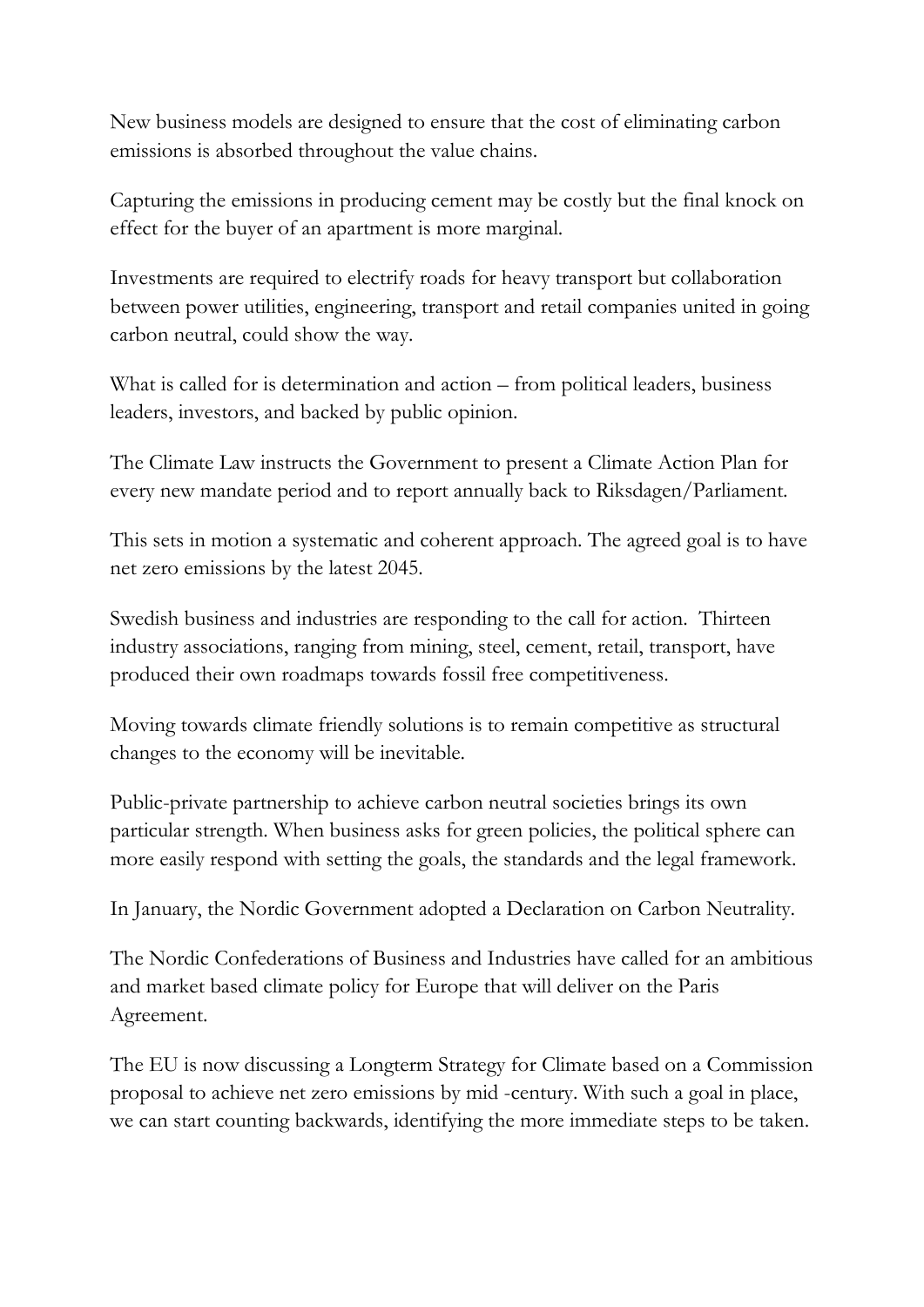New business models are designed to ensure that the cost of eliminating carbon emissions is absorbed throughout the value chains.

Capturing the emissions in producing cement may be costly but the final knock on effect for the buyer of an apartment is more marginal.

Investments are required to electrify roads for heavy transport but collaboration between power utilities, engineering, transport and retail companies united in going carbon neutral, could show the way.

What is called for is determination and action – from political leaders, business leaders, investors, and backed by public opinion.

The Climate Law instructs the Government to present a Climate Action Plan for every new mandate period and to report annually back to Riksdagen/Parliament.

This sets in motion a systematic and coherent approach. The agreed goal is to have net zero emissions by the latest 2045.

Swedish business and industries are responding to the call for action. Thirteen industry associations, ranging from mining, steel, cement, retail, transport, have produced their own roadmaps towards fossil free competitiveness.

Moving towards climate friendly solutions is to remain competitive as structural changes to the economy will be inevitable.

Public-private partnership to achieve carbon neutral societies brings its own particular strength. When business asks for green policies, the political sphere can more easily respond with setting the goals, the standards and the legal framework.

In January, the Nordic Government adopted a Declaration on Carbon Neutrality.

The Nordic Confederations of Business and Industries have called for an ambitious and market based climate policy for Europe that will deliver on the Paris Agreement.

The EU is now discussing a Longterm Strategy for Climate based on a Commission proposal to achieve net zero emissions by mid -century. With such a goal in place, we can start counting backwards, identifying the more immediate steps to be taken.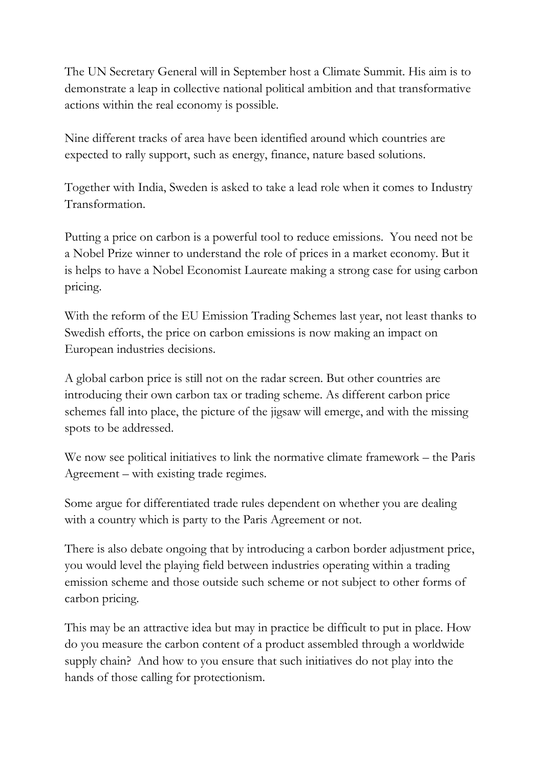The UN Secretary General will in September host a Climate Summit. His aim is to demonstrate a leap in collective national political ambition and that transformative actions within the real economy is possible.

Nine different tracks of area have been identified around which countries are expected to rally support, such as energy, finance, nature based solutions.

Together with India, Sweden is asked to take a lead role when it comes to Industry Transformation.

Putting a price on carbon is a powerful tool to reduce emissions. You need not be a Nobel Prize winner to understand the role of prices in a market economy. But it is helps to have a Nobel Economist Laureate making a strong case for using carbon pricing.

With the reform of the EU Emission Trading Schemes last year, not least thanks to Swedish efforts, the price on carbon emissions is now making an impact on European industries decisions.

A global carbon price is still not on the radar screen. But other countries are introducing their own carbon tax or trading scheme. As different carbon price schemes fall into place, the picture of the jigsaw will emerge, and with the missing spots to be addressed.

We now see political initiatives to link the normative climate framework – the Paris Agreement – with existing trade regimes.

Some argue for differentiated trade rules dependent on whether you are dealing with a country which is party to the Paris Agreement or not.

There is also debate ongoing that by introducing a carbon border adjustment price, you would level the playing field between industries operating within a trading emission scheme and those outside such scheme or not subject to other forms of carbon pricing.

This may be an attractive idea but may in practice be difficult to put in place. How do you measure the carbon content of a product assembled through a worldwide supply chain? And how to you ensure that such initiatives do not play into the hands of those calling for protectionism.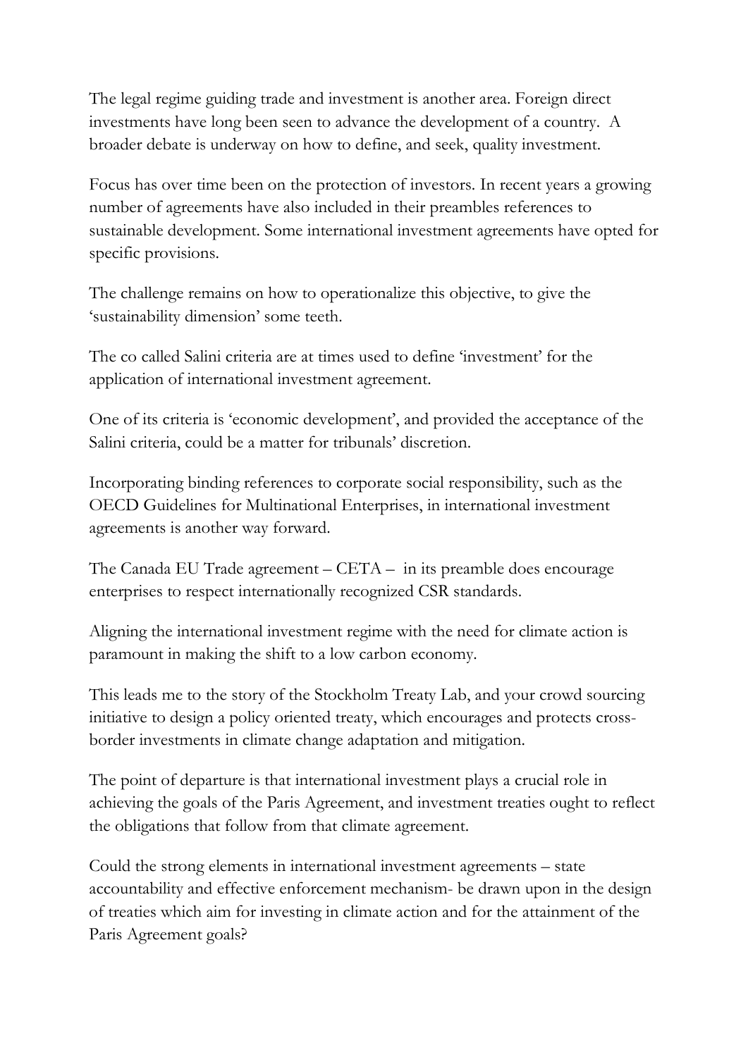The legal regime guiding trade and investment is another area. Foreign direct investments have long been seen to advance the development of a country. A broader debate is underway on how to define, and seek, quality investment.

Focus has over time been on the protection of investors. In recent years a growing number of agreements have also included in their preambles references to sustainable development. Some international investment agreements have opted for specific provisions.

The challenge remains on how to operationalize this objective, to give the 'sustainability dimension' some teeth.

The co called Salini criteria are at times used to define 'investment' for the application of international investment agreement.

One of its criteria is 'economic development', and provided the acceptance of the Salini criteria, could be a matter for tribunals' discretion.

Incorporating binding references to corporate social responsibility, such as the OECD Guidelines for Multinational Enterprises, in international investment agreements is another way forward.

The Canada EU Trade agreement – CETA – in its preamble does encourage enterprises to respect internationally recognized CSR standards.

Aligning the international investment regime with the need for climate action is paramount in making the shift to a low carbon economy.

This leads me to the story of the Stockholm Treaty Lab, and your crowd sourcing initiative to design a policy oriented treaty, which encourages and protects cross-border investments in climate change adaptation and mitigation.

The point of departure is that international investment plays a crucial role in achieving the goals of the Paris Agreement, and investment treaties ought to reflect the obligations that follow from that climate agreement.

Could the strong elements in international investment agreements – state accountability and effective enforcement mechanism- be drawn upon in the design of treaties which aim for investing in climate action and for the attainment of the Paris Agreement goals?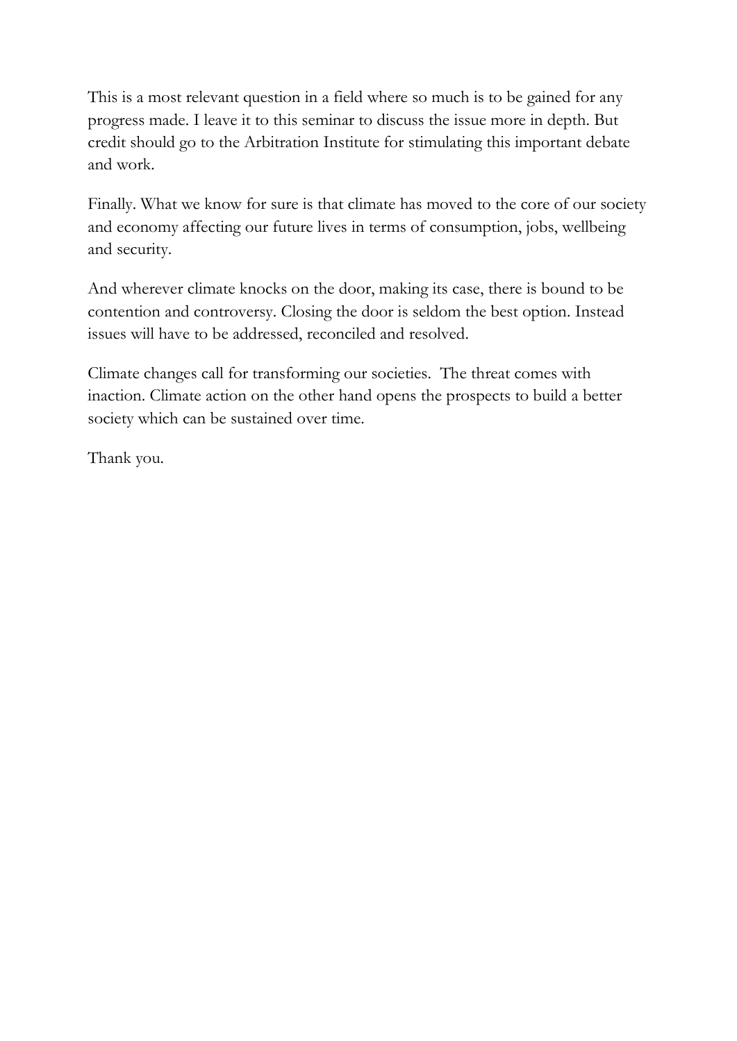This is a most relevant question in a field where so much is to be gained for any progress made. I leave it to this seminar to discuss the issue more in depth. But credit should go to the Arbitration Institute for stimulating this important debate and work.

Finally. What we know for sure is that climate has moved to the core of our society and economy affecting our future lives in terms of consumption, jobs, wellbeing and security.

And wherever climate knocks on the door, making its case, there is bound to be contention and controversy. Closing the door is seldom the best option. Instead issues will have to be addressed, reconciled and resolved.

Climate changes call for transforming our societies. The threat comes with inaction. Climate action on the other hand opens the prospects to build a better society which can be sustained over time.

Thank you.